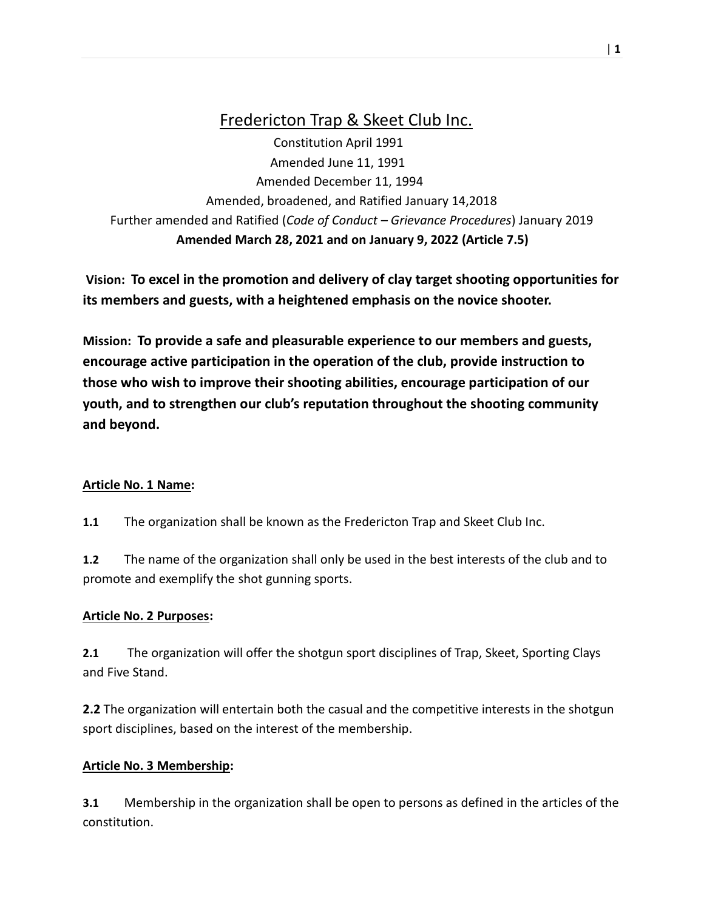# Fredericton Trap & Skeet Club Inc.

Constitution April 1991

Amended June 11, 1991

Amended December 11, 1994

Amended, broadened, and Ratified January 14,2018

Further amended and Ratified (*Code of Conduct – Grievance Procedures*) January 2019

**Amended March 28, 2021 and on January 9, 2022 (Article 7.5)**

**Vision: To excel in the promotion and delivery of clay target shooting opportunities for its members and guests, with a heightened emphasis on the novice shooter.**

**Mission: To provide a safe and pleasurable experience to our members and guests, encourage active participation in the operation of the club, provide instruction to those who wish to improve their shooting abilities, encourage participation of our youth, and to strengthen our club's reputation throughout the shooting community and beyond.**

## Article No. 1 Name:

**1.1** The organization shall be known as the Fredericton Trap and Skeet Club Inc.

**1.2** The name of the organization shall only be used in the best interests of the club and to promote and exemplify the shot gunning sports.

## Article No. 2 Purposes:

**2.1** The organization will offer the shotgun sport disciplines of Trap, Skeet, Sporting Clays and Five Stand.

**2.2** The organization will entertain both the casual and the competitive interests in the shotgun sport disciplines, based on the interest of the membership.

## Article No. 3 Membership:

**3.1** Membership in the organization shall be open to persons as defined in the articles of the constitution.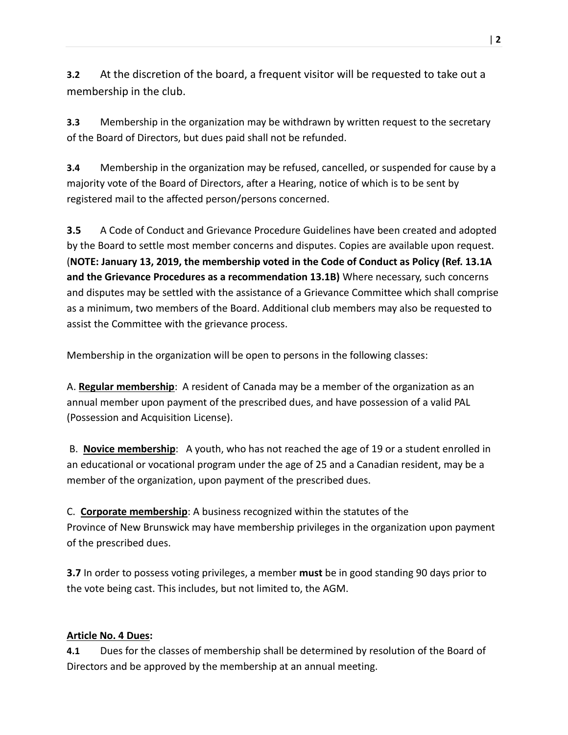**3.2** At the discretion of the board, a frequent visitor will be requested to take out a membership in the club.

**3.3** Membership in the organization may be withdrawn by written request to the secretary of the Board of Directors, but dues paid shall not be refunded.

**3.4** Membership in the organization may be refused, cancelled, or suspended for cause by a majority vote of the Board of Directors, after a Hearing, notice of which is to be sent by registered mail to the affected person/persons concerned.

**3.5** A Code of Conduct and Grievance Procedure Guidelines have been created and adopted by the Board to settle most member concerns and disputes. Copies are available upon request. (**NOTE: January 13, 2019, the membership voted in the Code of Conduct as Policy (Ref. 13.1A and the Grievance Procedures as a recommendation 13.1B)** Where necessary, such concerns and disputes may be settled with the assistance of a Grievance Committee which shall comprise as a minimum, two members of the Board. Additional club members may also be requested to assist the Committee with the grievance process.

Membership in the organization will be open to persons in the following classes:

A. **Regular membership**: A resident of Canada may be a member of the organization as an annual member upon payment of the prescribed dues, and have possession of a valid PAL (Possession and Acquisition License).

B. **Novice membership**: A youth, who has not reached the age of 19 or a student enrolled in an educational or vocational program under the age of 25 and a Canadian resident, may be a member of the organization, upon payment of the prescribed dues.

C. **Corporate membership**: A business recognized within the statutes of the Province of New Brunswick may have membership privileges in the organization upon payment of the prescribed dues.

**3.7** In order to possess voting privileges, a member **must** be in good standing 90 days prior to the vote being cast. This includes, but not limited to, the AGM.

**Article No. 4 Dues:**

**4.1** Dues for the classes of membership shall be determined by resolution of the Board of Directors and be approved by the membership at an annual meeting.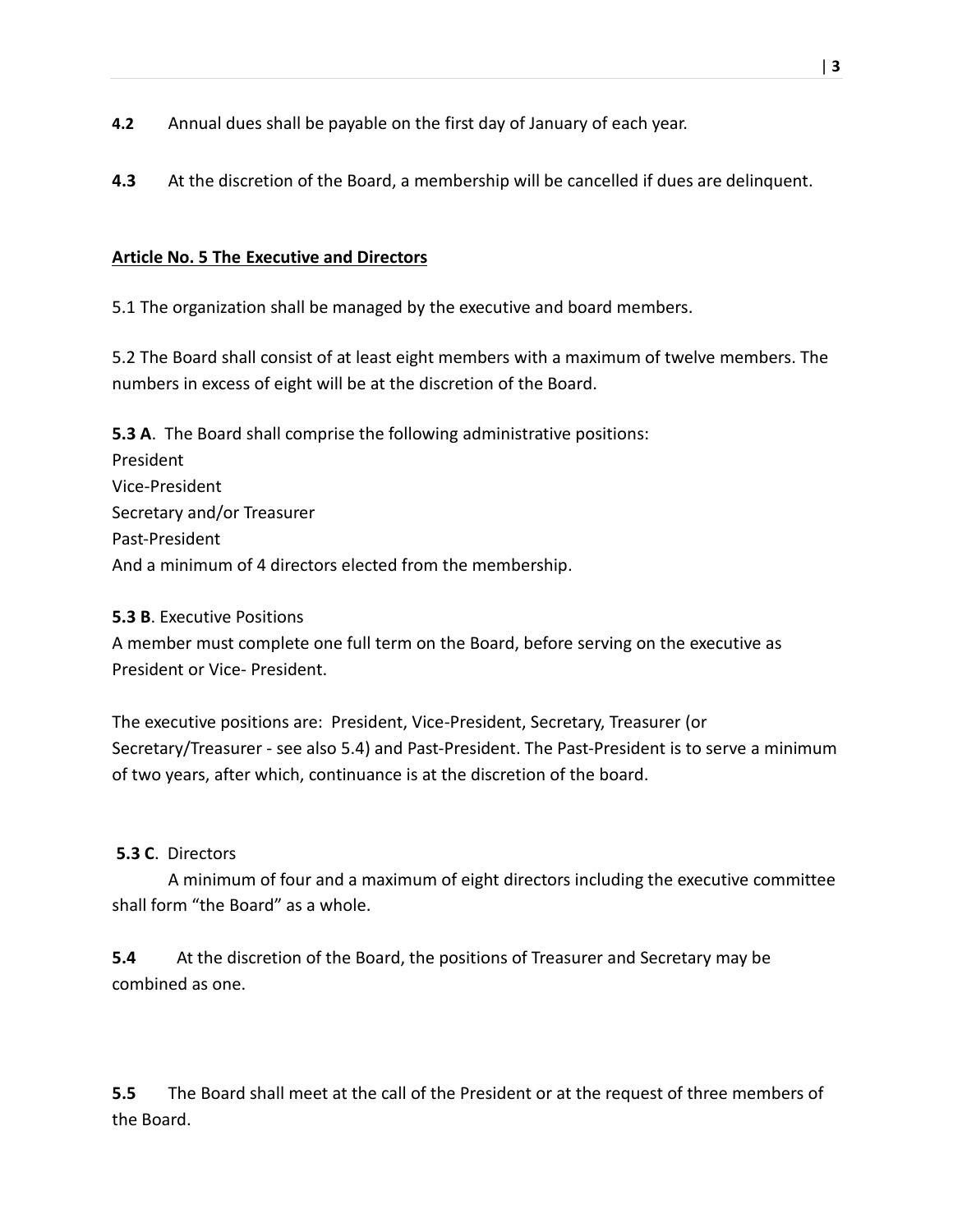**4.2** Annual dues shall be payable on the first day of January of each year.

**4.3** At the discretion of the Board, a membership will be cancelled if dues are delinquent.

## Article No. 5 The Executive and Directors

5.1 The organization shall be managed by the executive and board members.

5.2 The Board shall consist of at least eight members with a maximum of twelve members. The numbers in excess of eight will be at the discretion of the Board.

**5.3 A**. The Board shall comprise the following administrative positions:
President
Vice-President
Secretary and/or Treasurer
Past-President
And a minimum of 4 directors elected from the membership.

**5.3 B**. Executive Positions
A member must complete one full term on the Board, before serving on the executive as President or Vice- President.

The executive positions are: President, Vice-President, Secretary, Treasurer (or Secretary/Treasurer - see also 5.4) and Past-President. The Past-President is to serve a minimum of two years, after which, continuance is at the discretion of the board.

**5.3 C**. Directors
A minimum of four and a maximum of eight directors including the executive committee shall form "the Board" as a whole.

**5.4** At the discretion of the Board, the positions of Treasurer and Secretary may be combined as one.

**5.5** The Board shall meet at the call of the President or at the request of three members of the Board.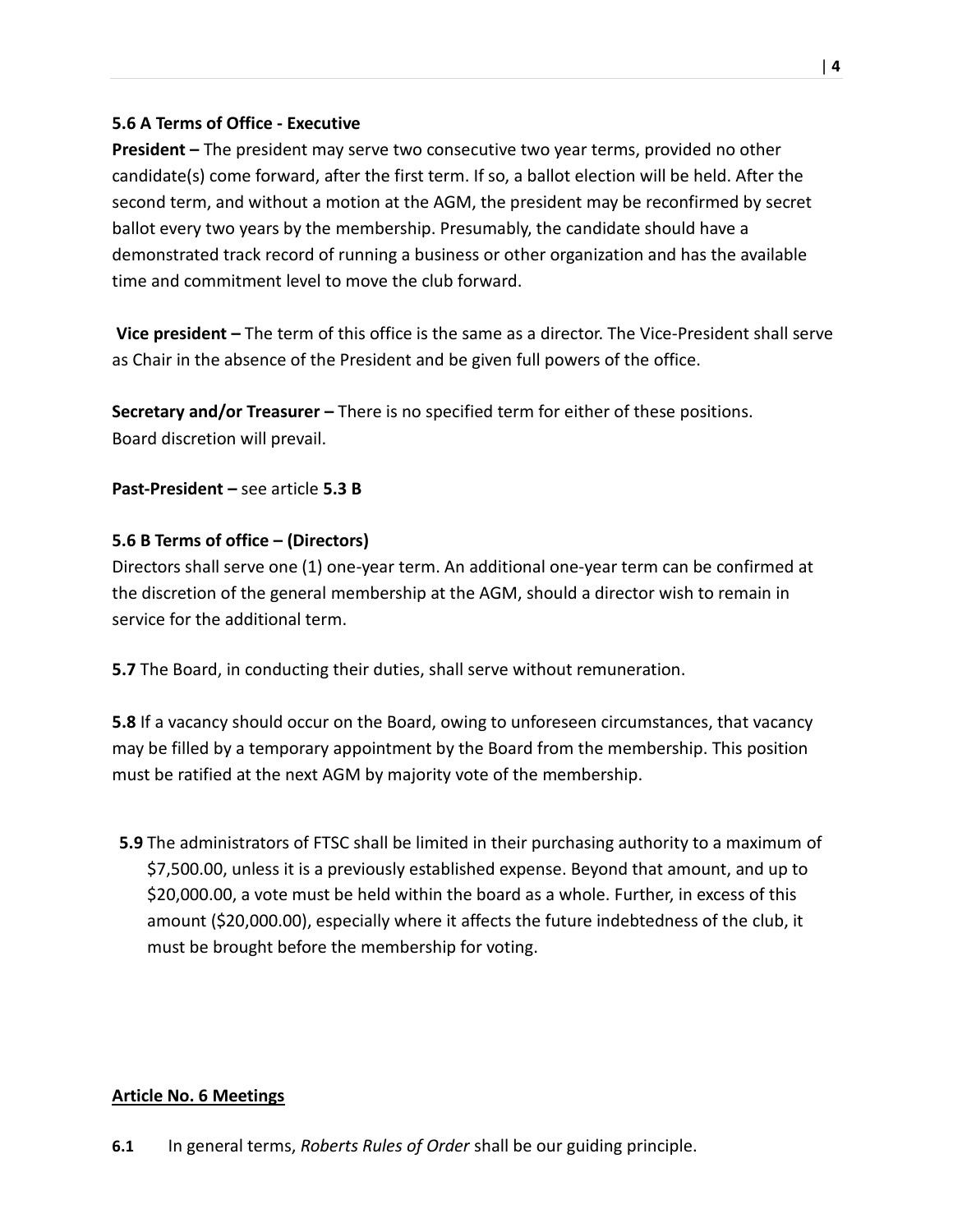**5.6 A Terms of Office - Executive**

**President –** The president may serve two consecutive two year terms, provided no other candidate(s) come forward, after the first term. If so, a ballot election will be held. After the second term, and without a motion at the AGM, the president may be reconfirmed by secret ballot every two years by the membership. Presumably, the candidate should have a demonstrated track record of running a business or other organization and has the available time and commitment level to move the club forward.

**Vice president –** The term of this office is the same as a director. The Vice-President shall serve as Chair in the absence of the President and be given full powers of the office.

**Secretary and/or Treasurer –** There is no specified term for either of these positions. Board discretion will prevail.

**Past-President –** see article **5.3 B**

**5.6 B Terms of office – (Directors)**

Directors shall serve one (1) one-year term. An additional one-year term can be confirmed at the discretion of the general membership at the AGM, should a director wish to remain in service for the additional term.

**5.7** The Board, in conducting their duties, shall serve without remuneration.

**5.8** If a vacancy should occur on the Board, owing to unforeseen circumstances, that vacancy may be filled by a temporary appointment by the Board from the membership. This position must be ratified at the next AGM by majority vote of the membership.

**5.9** The administrators of FTSC shall be limited in their purchasing authority to a maximum of $7,500.00, unless it is a previously established expense. Beyond that amount, and up to $20,000.00, a vote must be held within the board as a whole. Further, in excess of this amount ($20,000.00), especially where it affects the future indebtedness of the club, it must be brought before the membership for voting.

## Article No. 6 Meetings

**6.1** In general terms, *Roberts Rules of Order* shall be our guiding principle.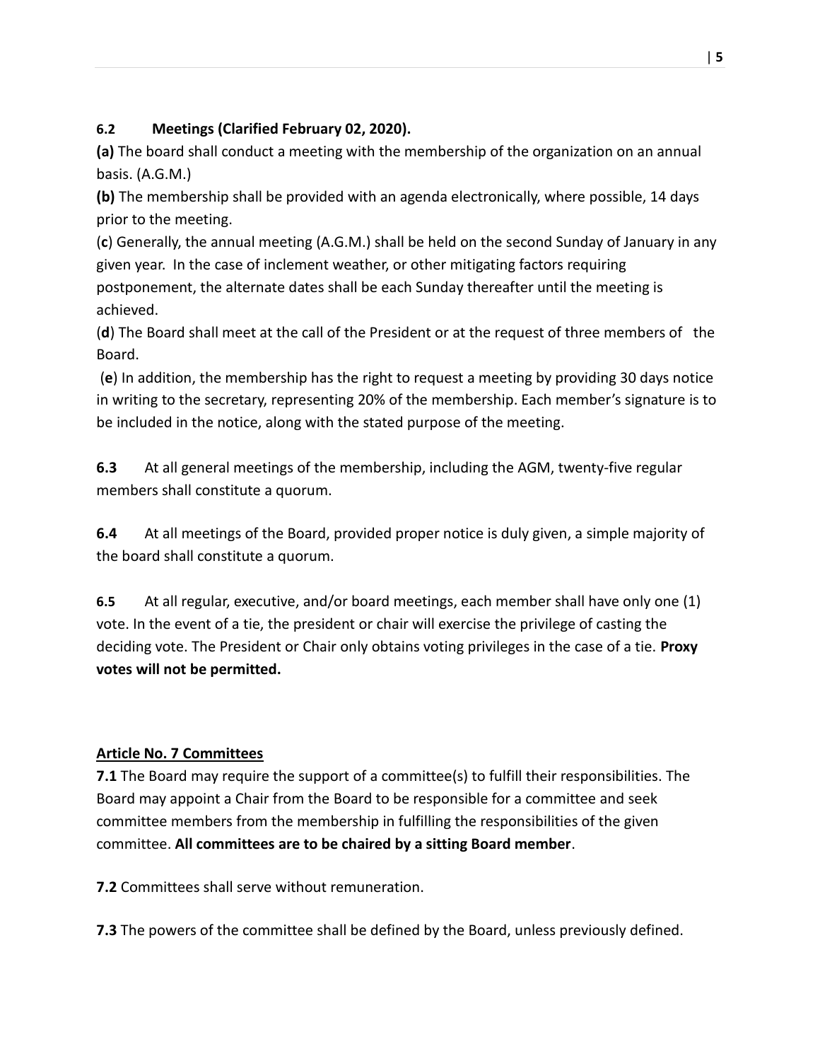**6.2 Meetings (Clarified February 02, 2020).**

**(a)** The board shall conduct a meeting with the membership of the organization on an annual basis. (A.G.M.)

**(b)** The membership shall be provided with an agenda electronically, where possible, 14 days prior to the meeting.

(**c**) Generally, the annual meeting (A.G.M.) shall be held on the second Sunday of January in any given year. In the case of inclement weather, or other mitigating factors requiring postponement, the alternate dates shall be each Sunday thereafter until the meeting is achieved.

(**d**) The Board shall meet at the call of the President or at the request of three members of the Board.

(**e**) In addition, the membership has the right to request a meeting by providing 30 days notice in writing to the secretary, representing 20% of the membership. Each member's signature is to be included in the notice, along with the stated purpose of the meeting.

**6.3** At all general meetings of the membership, including the AGM, twenty-five regular members shall constitute a quorum.

**6.4** At all meetings of the Board, provided proper notice is duly given, a simple majority of the board shall constitute a quorum.

**6.5** At all regular, executive, and/or board meetings, each member shall have only one (1) vote. In the event of a tie, the president or chair will exercise the privilege of casting the deciding vote. The President or Chair only obtains voting privileges in the case of a tie. **Proxy votes will not be permitted.**

## Article No. 7 Committees

**7.1** The Board may require the support of a committee(s) to fulfill their responsibilities. The Board may appoint a Chair from the Board to be responsible for a committee and seek committee members from the membership in fulfilling the responsibilities of the given committee. **All committees are to be chaired by a sitting Board member**.

**7.2** Committees shall serve without remuneration.

**7.3** The powers of the committee shall be defined by the Board, unless previously defined.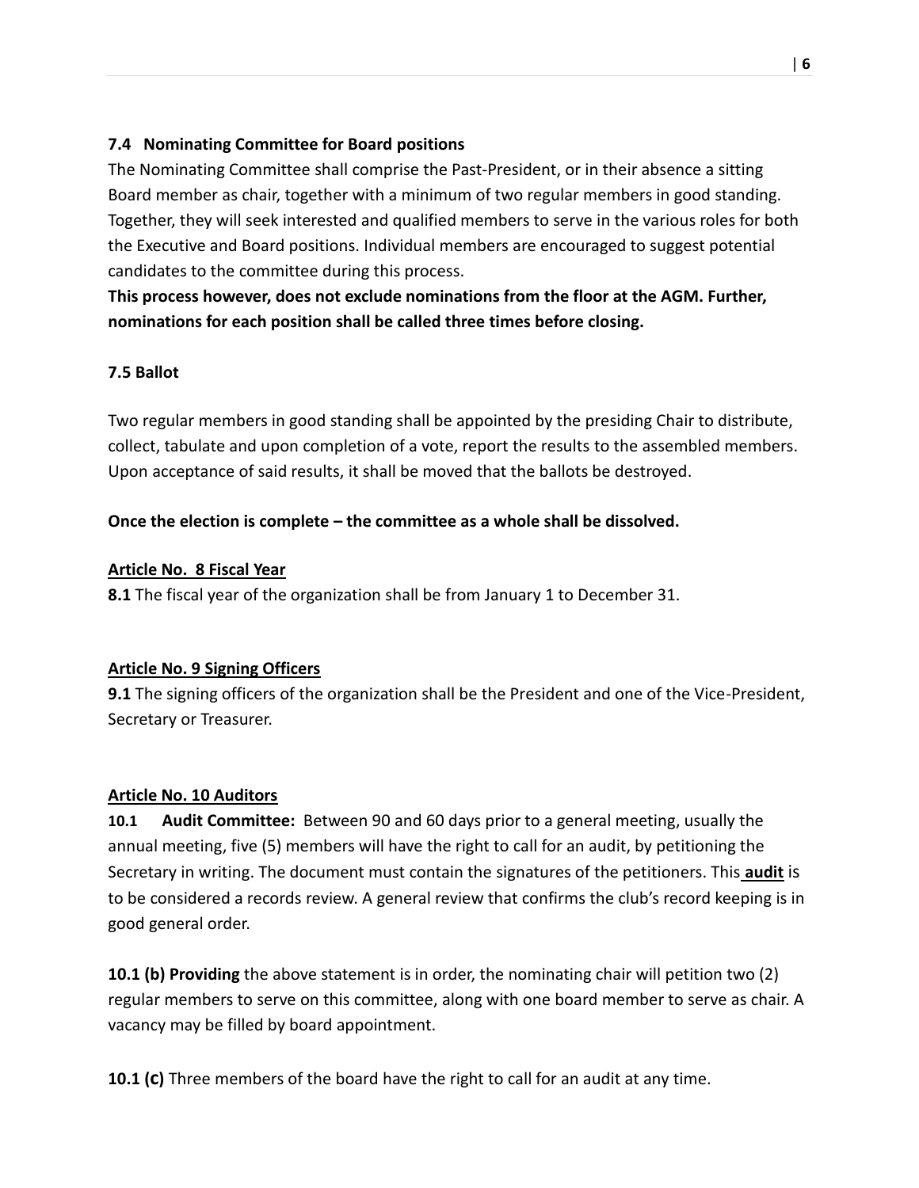**7.4 Nominating Committee for Board positions**

The Nominating Committee shall comprise the Past-President, or in their absence a sitting Board member as chair, together with a minimum of two regular members in good standing. Together, they will seek interested and qualified members to serve in the various roles for both the Executive and Board positions. Individual members are encouraged to suggest potential candidates to the committee during this process.

**This process however, does not exclude nominations from the floor at the AGM. Further, nominations for each position shall be called three times before closing.**

**7.5 Ballot**

Two regular members in good standing shall be appointed by the presiding Chair to distribute, collect, tabulate and upon completion of a vote, report the results to the assembled members. Upon acceptance of said results, it shall be moved that the ballots be destroyed.

**Once the election is complete – the committee as a whole shall be dissolved.**

## **Article No. 8 Fiscal Year**

**8.1** The fiscal year of the organization shall be from January 1 to December 31.

## **Article No. 9 Signing Officers**

**9.1** The signing officers of the organization shall be the President and one of the Vice-President, Secretary or Treasurer.

## **Article No. 10 Auditors**

**10.1 Audit Committee:** Between 90 and 60 days prior to a general meeting, usually the annual meeting, five (5) members will have the right to call for an audit, by petitioning the Secretary in writing. The document must contain the signatures of the petitioners. This **audit** is to be considered a records review. A general review that confirms the club's record keeping is in good general order.

**10.1 (b) Providing** the above statement is in order, the nominating chair will petition two (2) regular members to serve on this committee, along with one board member to serve as chair. A vacancy may be filled by board appointment.

**10.1 (C)** Three members of the board have the right to call for an audit at any time.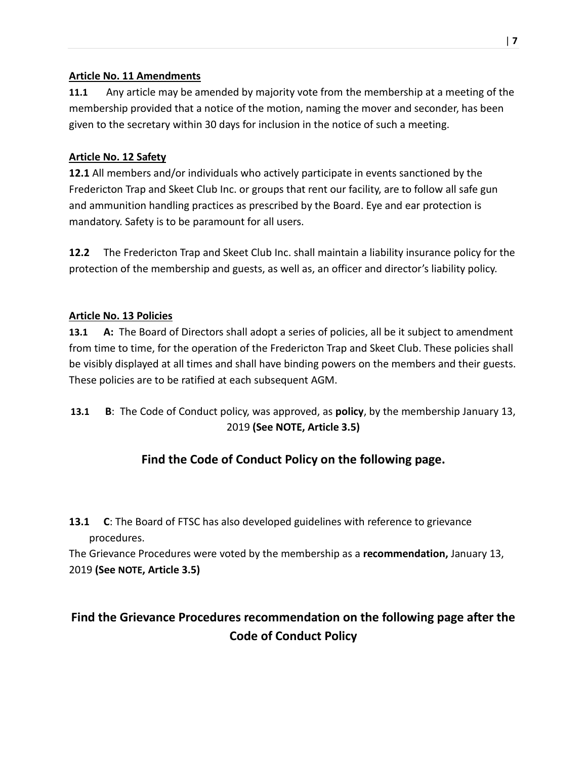**Article No. 11 Amendments**

**11.1** Any article may be amended by majority vote from the membership at a meeting of the membership provided that a notice of the motion, naming the mover and seconder, has been given to the secretary within 30 days for inclusion in the notice of such a meeting.

**Article No. 12 Safety**

**12.1** All members and/or individuals who actively participate in events sanctioned by the Fredericton Trap and Skeet Club Inc. or groups that rent our facility, are to follow all safe gun and ammunition handling practices as prescribed by the Board. Eye and ear protection is mandatory. Safety is to be paramount for all users.

**12.2** The Fredericton Trap and Skeet Club Inc. shall maintain a liability insurance policy for the protection of the membership and guests, as well as, an officer and director's liability policy.

**Article No. 13 Policies**

**13.1 A:** The Board of Directors shall adopt a series of policies, all be it subject to amendment from time to time, for the operation of the Fredericton Trap and Skeet Club. These policies shall be visibly displayed at all times and shall have binding powers on the members and their guests. These policies are to be ratified at each subsequent AGM.

**13.1 B**: The Code of Conduct policy, was approved, as **policy**, by the membership January 13, 2019 **(See NOTE, Article 3.5)**

## Find the Code of Conduct Policy on the following page.

**13.1 C**: The Board of FTSC has also developed guidelines with reference to grievance procedures.

The Grievance Procedures were voted by the membership as a **recommendation,** January 13, 2019 **(See NOTE, Article 3.5)**

## Find the Grievance Procedures recommendation on the following page after the Code of Conduct Policy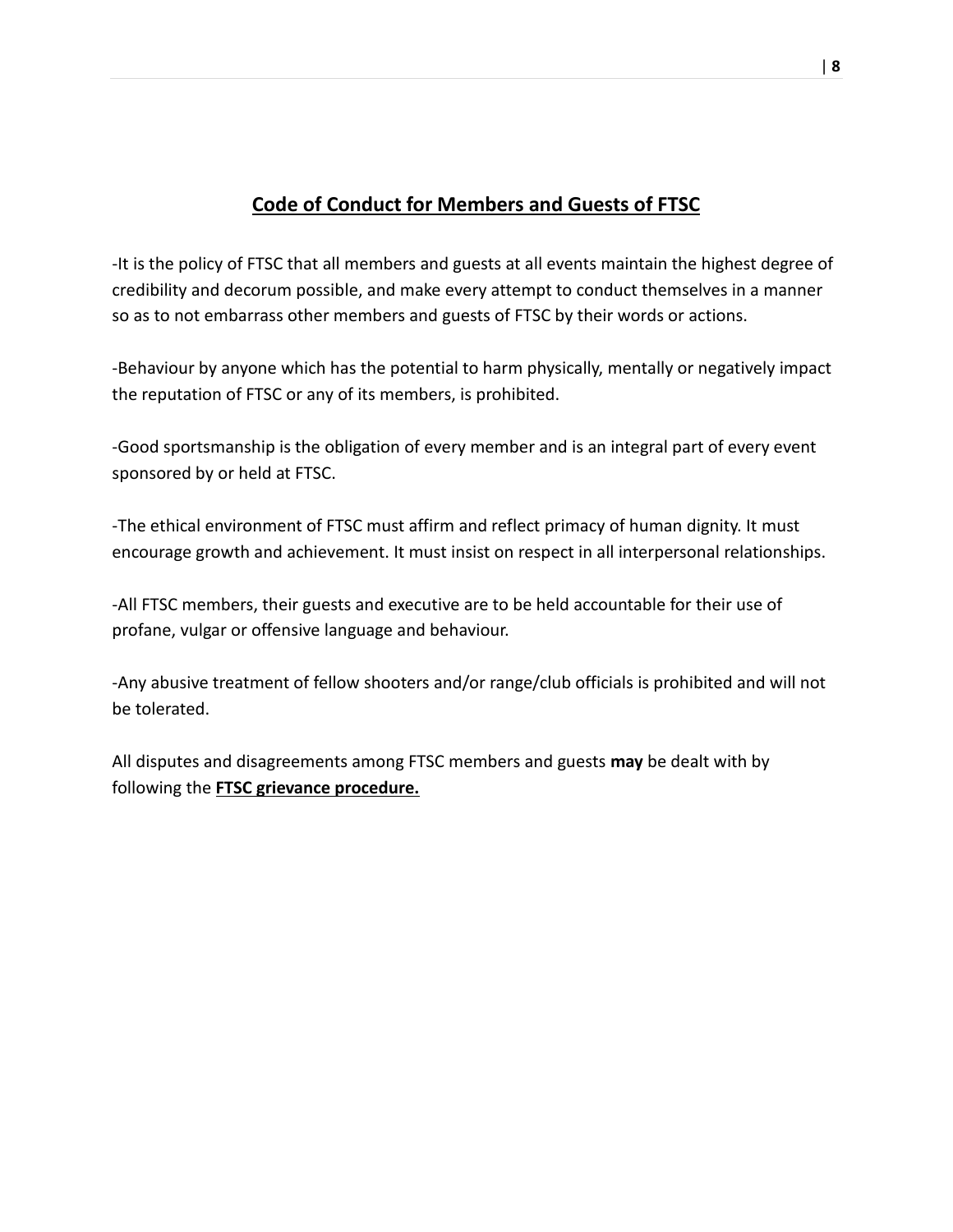## **Code of Conduct for Members and Guests of FTSC**

-It is the policy of FTSC that all members and guests at all events maintain the highest degree of credibility and decorum possible, and make every attempt to conduct themselves in a manner so as to not embarrass other members and guests of FTSC by their words or actions.

-Behaviour by anyone which has the potential to harm physically, mentally or negatively impact the reputation of FTSC or any of its members, is prohibited.

-Good sportsmanship is the obligation of every member and is an integral part of every event sponsored by or held at FTSC.

-The ethical environment of FTSC must affirm and reflect primacy of human dignity. It must encourage growth and achievement. It must insist on respect in all interpersonal relationships.

-All FTSC members, their guests and executive are to be held accountable for their use of profane, vulgar or offensive language and behaviour.

-Any abusive treatment of fellow shooters and/or range/club officials is prohibited and will not be tolerated.

All disputes and disagreements among FTSC members and guests **may** be dealt with by following the **FTSC grievance procedure.**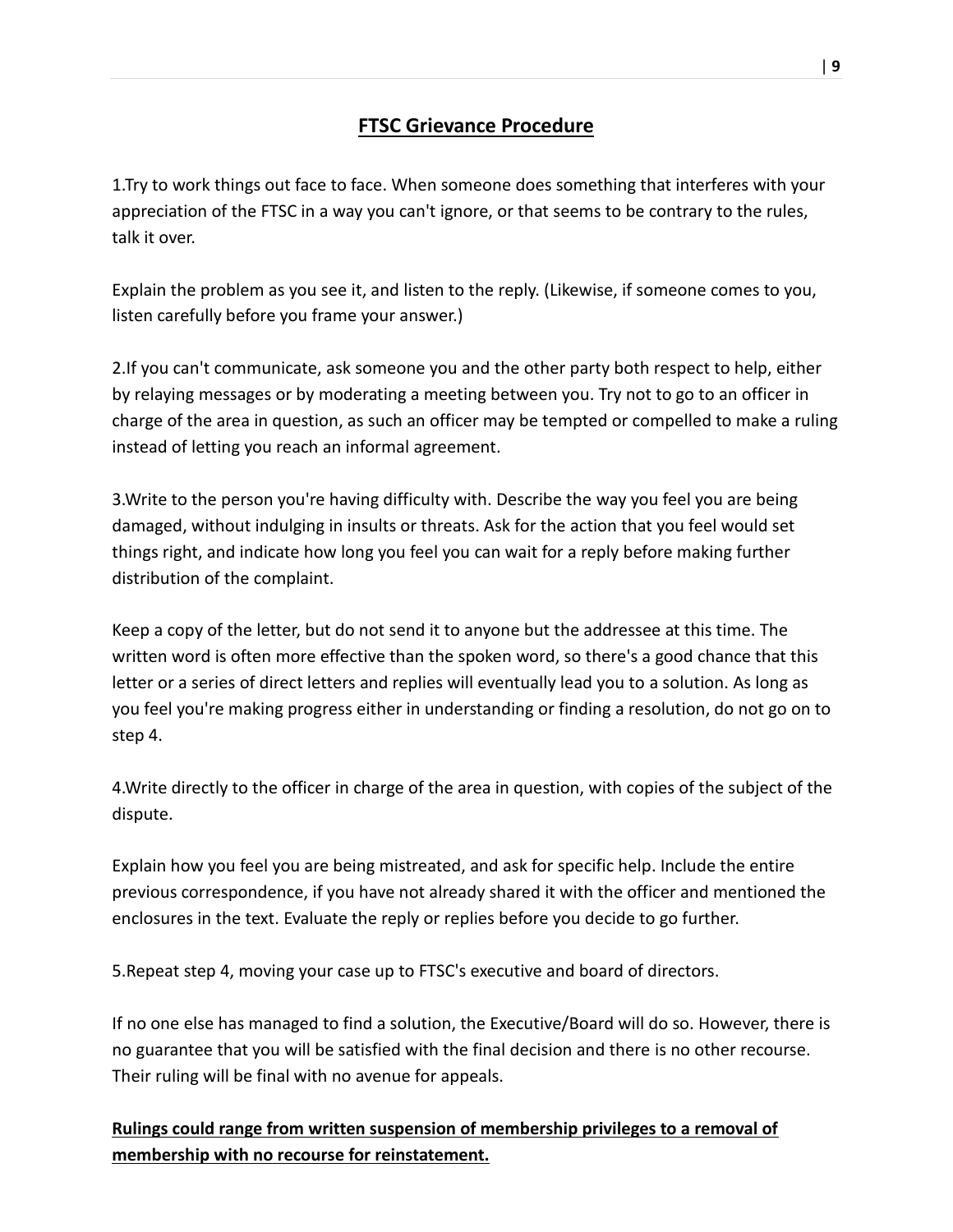# FTSC Grievance Procedure

1.Try to work things out face to face. When someone does something that interferes with your appreciation of the FTSC in a way you can't ignore, or that seems to be contrary to the rules, talk it over.

Explain the problem as you see it, and listen to the reply. (Likewise, if someone comes to you, listen carefully before you frame your answer.)

2.If you can't communicate, ask someone you and the other party both respect to help, either by relaying messages or by moderating a meeting between you. Try not to go to an officer in charge of the area in question, as such an officer may be tempted or compelled to make a ruling instead of letting you reach an informal agreement.

3.Write to the person you're having difficulty with. Describe the way you feel you are being damaged, without indulging in insults or threats. Ask for the action that you feel would set things right, and indicate how long you feel you can wait for a reply before making further distribution of the complaint.

Keep a copy of the letter, but do not send it to anyone but the addressee at this time. The written word is often more effective than the spoken word, so there's a good chance that this letter or a series of direct letters and replies will eventually lead you to a solution. As long as you feel you're making progress either in understanding or finding a resolution, do not go on to step 4.

4.Write directly to the officer in charge of the area in question, with copies of the subject of the dispute.

Explain how you feel you are being mistreated, and ask for specific help. Include the entire previous correspondence, if you have not already shared it with the officer and mentioned the enclosures in the text. Evaluate the reply or replies before you decide to go further.

5.Repeat step 4, moving your case up to FTSC's executive and board of directors.

If no one else has managed to find a solution, the Executive/Board will do so. However, there is no guarantee that you will be satisfied with the final decision and there is no other recourse. Their ruling will be final with no avenue for appeals.

**Rulings could range from written suspension of membership privileges to a removal of membership with no recourse for reinstatement.**